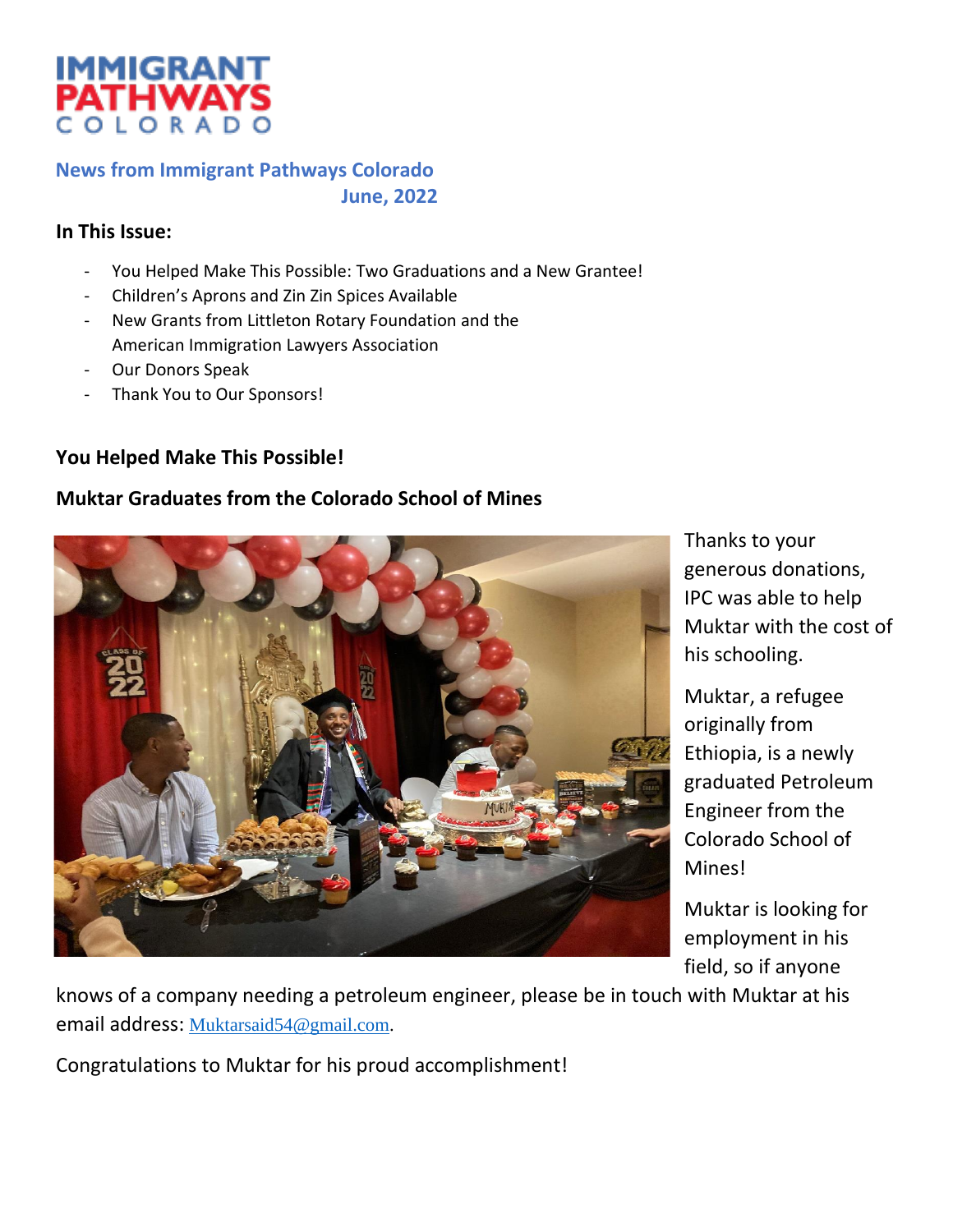IMMIGRANT PATHWAYS COLORADO

**News from Immigrant Pathways Colorado**
**June, 2022**

### In This Issue:

- You Helped Make This Possible: Two Graduations and a New Grantee!
- Children's Aprons and Zin Zin Spices Available
- New Grants from Littleton Rotary Foundation and the American Immigration Lawyers Association
- Our Donors Speak
- Thank You to Our Sponsors!

## You Helped Make This Possible!

### Muktar Graduates from the Colorado School of Mines

Thanks to your generous donations, IPC was able to help Muktar with the cost of his schooling.

Muktar, a refugee originally from Ethiopia, is a newly graduated Petroleum Engineer from the Colorado School of Mines!

Muktar is looking for employment in his field, so if anyone knows of a company needing a petroleum engineer, please be in touch with Muktar at his email address: Muktarsaid54@gmail.com.

Congratulations to Muktar for his proud accomplishment!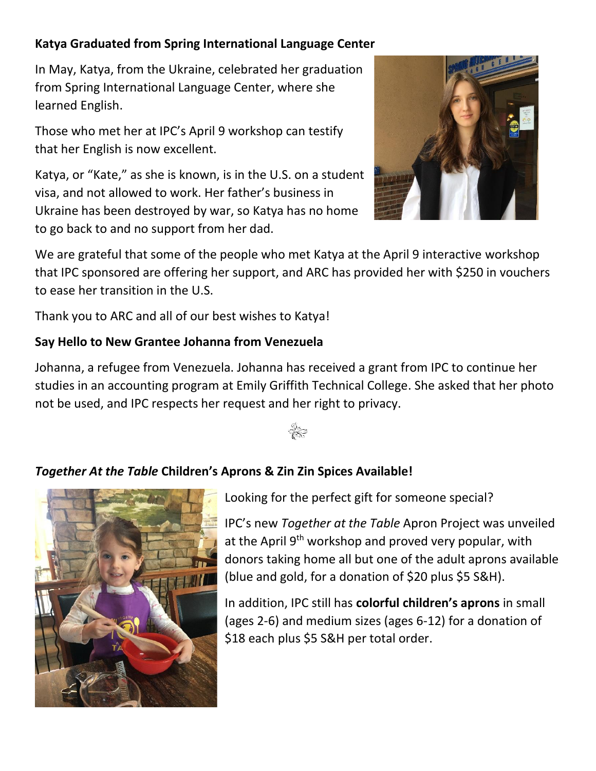**Katya Graduated from Spring International Language Center**

In May, Katya, from the Ukraine, celebrated her graduation from Spring International Language Center, where she learned English.

Those who met her at IPC's April 9 workshop can testify that her English is now excellent.

Katya, or "Kate," as she is known, is in the U.S. on a student visa, and not allowed to work. Her father's business in Ukraine has been destroyed by war, so Katya has no home to go back to and no support from her dad.

We are grateful that some of the people who met Katya at the April 9 interactive workshop that IPC sponsored are offering her support, and ARC has provided her with $250 in vouchers to ease her transition in the U.S.

Thank you to ARC and all of our best wishes to Katya!

**Say Hello to New Grantee Johanna from Venezuela**

Johanna, a refugee from Venezuela. Johanna has received a grant from IPC to continue her studies in an accounting program at Emily Griffith Technical College. She asked that her photo not be used, and IPC respects her request and her right to privacy.

***Together At the Table* Children's Aprons & Zin Zin Spices Available!**

Looking for the perfect gift for someone special?

IPC's new *Together at the Table* Apron Project was unveiled at the April 9th workshop and proved very popular, with donors taking home all but one of the adult aprons available (blue and gold, for a donation of $20 plus $5 S&H).

In addition, IPC still has **colorful children's aprons** in small (ages 2-6) and medium sizes (ages 6-12) for a donation of $18 each plus $5 S&H per total order.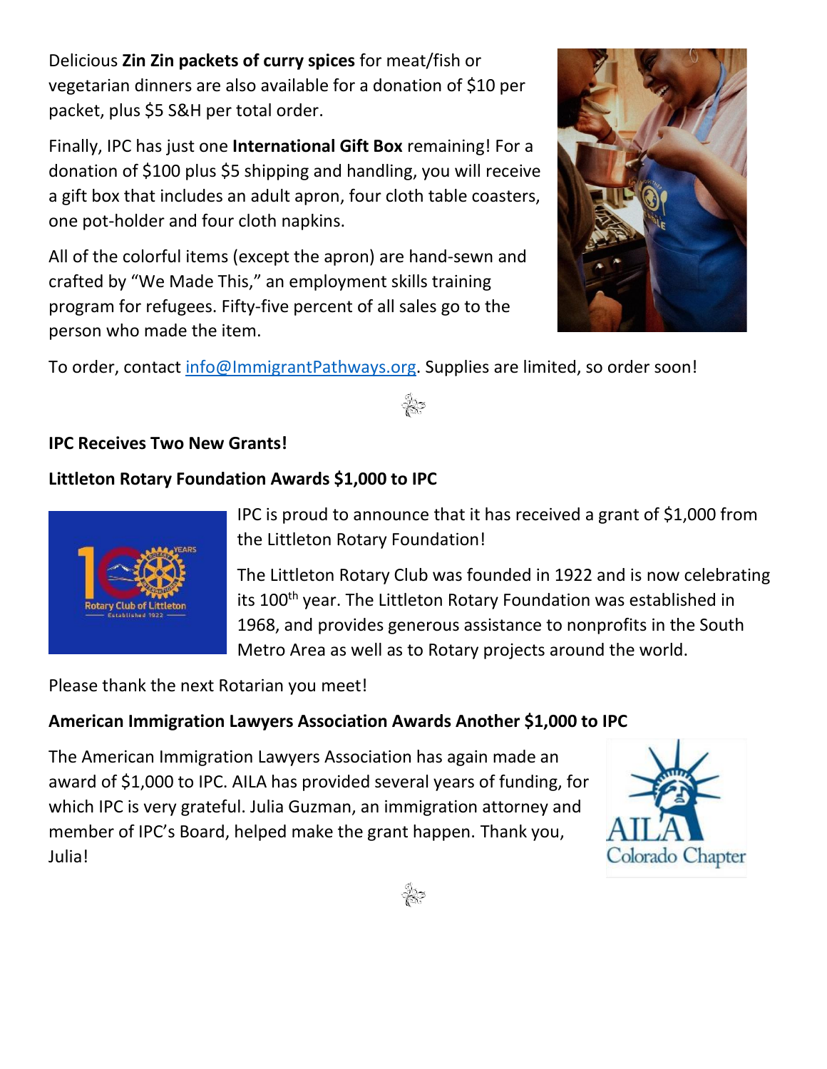Delicious **Zin Zin packets of curry spices** for meat/fish or vegetarian dinners are also available for a donation of $10 per packet, plus $5 S&H per total order.

Finally, IPC has just one **International Gift Box** remaining! For a donation of $100 plus $5 shipping and handling, you will receive a gift box that includes an adult apron, four cloth table coasters, one pot-holder and four cloth napkins.

All of the colorful items (except the apron) are hand-sewn and crafted by "We Made This," an employment skills training program for refugees. Fifty-five percent of all sales go to the person who made the item.

To order, contact info@ImmigrantPathways.org. Supplies are limited, so order soon!

**IPC Receives Two New Grants!**

**Littleton Rotary Foundation Awards $1,000 to IPC**

IPC is proud to announce that it has received a grant of $1,000 from the Littleton Rotary Foundation!

The Littleton Rotary Club was founded in 1922 and is now celebrating its 100th year. The Littleton Rotary Foundation was established in 1968, and provides generous assistance to nonprofits in the South Metro Area as well as to Rotary projects around the world.

Please thank the next Rotarian you meet!

**American Immigration Lawyers Association Awards Another $1,000 to IPC**

The American Immigration Lawyers Association has again made an award of $1,000 to IPC. AILA has provided several years of funding, for which IPC is very grateful. Julia Guzman, an immigration attorney and member of IPC's Board, helped make the grant happen. Thank you, Julia!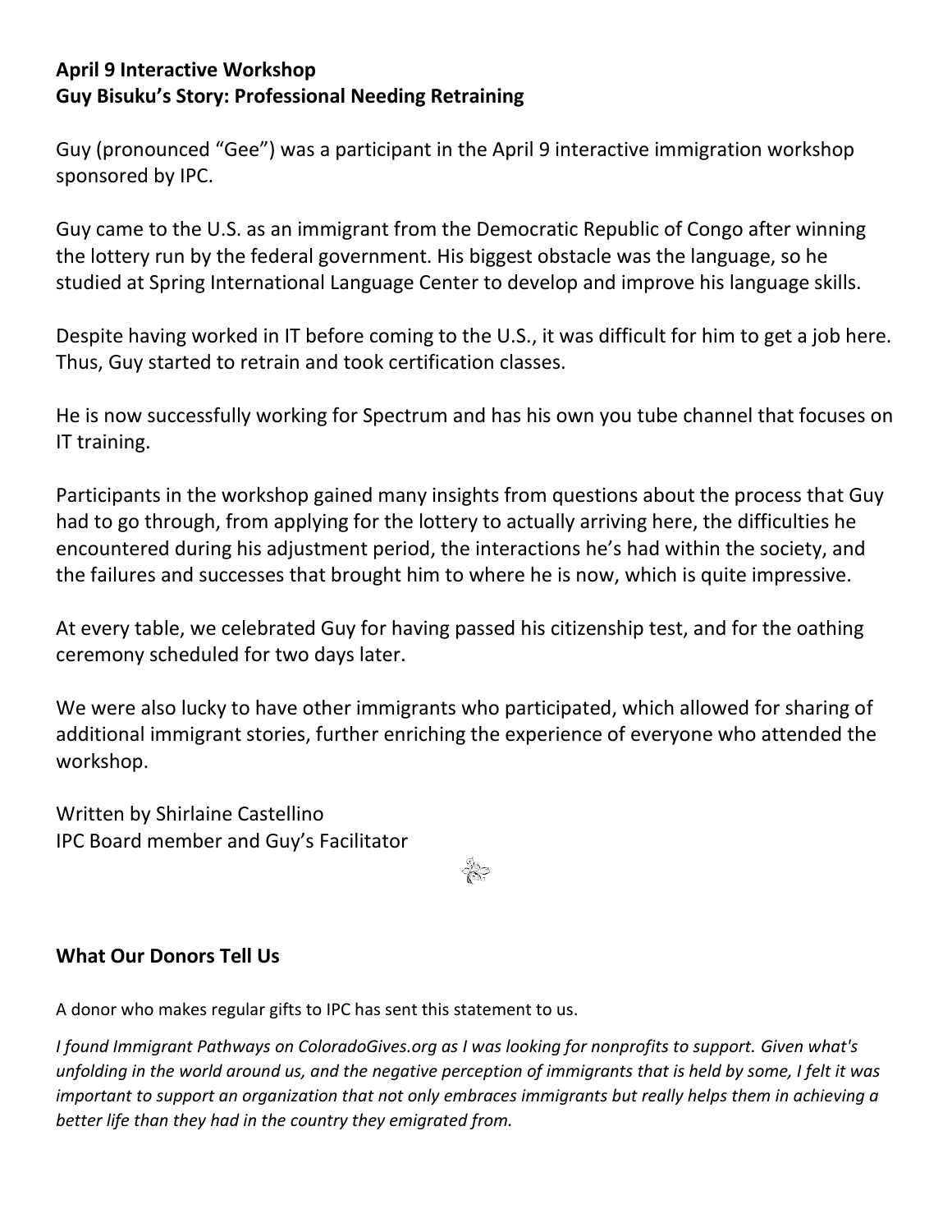**April 9 Interactive Workshop**
**Guy Bisuku's Story: Professional Needing Retraining**

Guy (pronounced "Gee") was a participant in the April 9 interactive immigration workshop sponsored by IPC.

Guy came to the U.S. as an immigrant from the Democratic Republic of Congo after winning the lottery run by the federal government. His biggest obstacle was the language, so he studied at Spring International Language Center to develop and improve his language skills.

Despite having worked in IT before coming to the U.S., it was difficult for him to get a job here. Thus, Guy started to retrain and took certification classes.

He is now successfully working for Spectrum and has his own you tube channel that focuses on IT training.

Participants in the workshop gained many insights from questions about the process that Guy had to go through, from applying for the lottery to actually arriving here, the difficulties he encountered during his adjustment period, the interactions he's had within the society, and the failures and successes that brought him to where he is now, which is quite impressive.

At every table, we celebrated Guy for having passed his citizenship test, and for the oathing ceremony scheduled for two days later.

We were also lucky to have other immigrants who participated, which allowed for sharing of additional immigrant stories, further enriching the experience of everyone who attended the workshop.

Written by Shirlaine Castellino
IPC Board member and Guy's Facilitator

**What Our Donors Tell Us**

A donor who makes regular gifts to IPC has sent this statement to us.

*I found Immigrant Pathways on ColoradoGives.org as I was looking for nonprofits to support. Given what's unfolding in the world around us, and the negative perception of immigrants that is held by some, I felt it was important to support an organization that not only embraces immigrants but really helps them in achieving a better life than they had in the country they emigrated from.*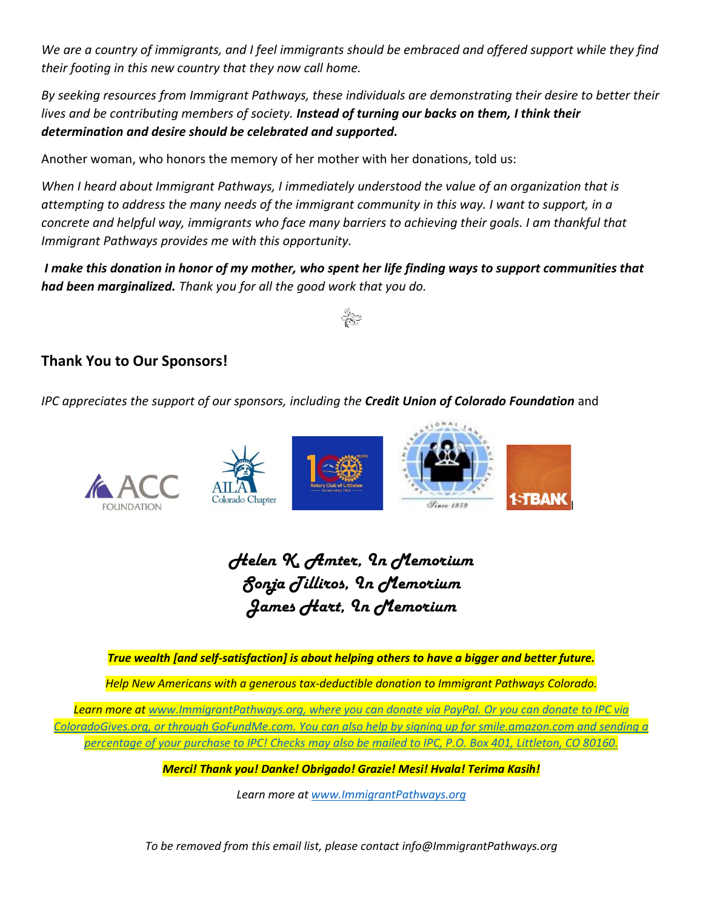*We are a country of immigrants, and I feel immigrants should be embraced and offered support while they find their footing in this new country that they now call home.*

*By seeking resources from Immigrant Pathways, these individuals are demonstrating their desire to better their lives and be contributing members of society.* ***Instead of turning our backs on them, I think their determination and desire should be celebrated and supported.***

Another woman, who honors the memory of her mother with her donations, told us:

*When I heard about Immigrant Pathways, I immediately understood the value of an organization that is attempting to address the many needs of the immigrant community in this way. I want to support, in a concrete and helpful way, immigrants who face many barriers to achieving their goals. I am thankful that Immigrant Pathways provides me with this opportunity.*

***I make this donation in honor of my mother, who spent her life finding ways to support communities that had been marginalized.*** *Thank you for all the good work that you do.*

## Thank You to Our Sponsors!

*IPC appreciates the support of our sponsors, including the* ***Credit Union of Colorado Foundation*** and

ACC FOUNDATION

AILA Colorado Chapter

Rotary Club of Littleton

Since 1979

1STBANK

***Helen K. Amter, In Memorium***
***Sonja Tilliros, In Memorium***
***James Hart, In Memorium***

***True wealth [and self-satisfaction] is about helping others to have a bigger and better future.***

*Help New Americans with a generous tax-deductible donation to Immigrant Pathways Colorado.*

*Learn more at www.ImmigrantPathways.org, where you can donate via PayPal. Or you can donate to IPC via ColoradoGives.org, or through GoFundMe.com. You can also help by signing up for smile.amazon.com and sending a percentage of your purchase to IPC! Checks may also be mailed to IPC, P.O. Box 401, Littleton, CO 80160.*

***Merci! Thank you! Danke! Obrigado! Grazie! Mesi! Hvala! Terima Kasih!***

*Learn more at www.ImmigrantPathways.org*

*To be removed from this email list, please contact info@ImmigrantPathways.org*